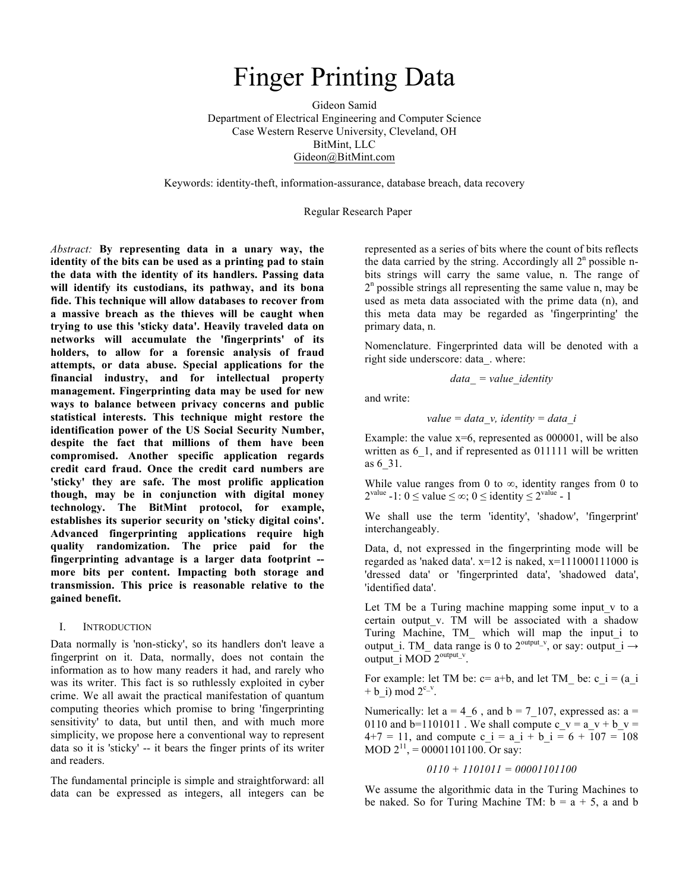# Finger Printing Data

Gideon Samid
Department of Electrical Engineering and Computer Science
Case Western Reserve University, Cleveland, OH
BitMint, LLC
Gideon@BitMint.com

Keywords: identity-theft, information-assurance, database breach, data recovery

Regular Research Paper

*Abstract:* **By representing data in a unary way, the identity of the bits can be used as a printing pad to stain the data with the identity of its handlers. Passing data will identify its custodians, its pathway, and its bona fide. This technique will allow databases to recover from a massive breach as the thieves will be caught when trying to use this 'sticky data'. Heavily traveled data on networks will accumulate the 'fingerprints' of its holders, to allow for a forensic analysis of fraud attempts, or data abuse. Special applications for the financial industry, and for intellectual property management. Fingerprinting data may be used for new ways to balance between privacy concerns and public statistical interests. This technique might restore the identification power of the US Social Security Number, despite the fact that millions of them have been compromised. Another specific application regards credit card fraud. Once the credit card numbers are 'sticky' they are safe. The most prolific application though, may be in conjunction with digital money technology. The BitMint protocol, for example, establishes its superior security on 'sticky digital coins'. Advanced fingerprinting applications require high quality randomization. The price paid for the fingerprinting advantage is a larger data footprint -- more bits per content. Impacting both storage and transmission. This price is reasonable relative to the gained benefit.**

## I. Introduction

Data normally is 'non-sticky', so its handlers don't leave a fingerprint on it. Data, normally, does not contain the information as to how many readers it had, and rarely who was its writer. This fact is so ruthlessly exploited in cyber crime. We all await the practical manifestation of quantum computing theories which promise to bring 'fingerprinting sensitivity' to data, but until then, and with much more simplicity, we propose here a conventional way to represent data so it is 'sticky' -- it bears the finger prints of its writer and readers.

The fundamental principle is simple and straightforward: all data can be expressed as integers, all integers can be represented as a series of bits where the count of bits reflects the data carried by the string. Accordingly all $2^n$ possible n-bits strings will carry the same value, n. The range of $2^n$ possible strings all representing the same value n, may be used as meta data associated with the prime data (n), and this meta data may be regarded as 'fingerprinting' the primary data, n.

Nomenclature. Fingerprinted data will be denoted with a right side underscore: data_. where:

$$data\_ = value\_identity$$

and write:

$$value = data\_v,\ identity = data\_i$$

Example: the value x=6, represented as 000001, will be also written as 6_1, and if represented as 011111 will be written as 6_31.

While value ranges from 0 to ∞, identity ranges from 0 to $2^{value}$ -1: $0 \le value \le \infty;\ 0 \le identity \le 2^{value} - 1$

We shall use the term 'identity', 'shadow', 'fingerprint' interchangeably.

Data, d, not expressed in the fingerprinting mode will be regarded as 'naked data'. x=12 is naked, x=111000111000 is 'dressed data' or 'fingerprinted data', 'shadowed data', 'identified data'.

Let TM be a Turing machine mapping some input_v to a certain output_v. TM will be associated with a shadow Turing Machine, TM_ which will map the input_i to output_i. TM_ data range is 0 to $2^{output\_v}$, or say: output_i → output_i MOD $2^{output\_v}$.

For example: let TM be: c= a+b, and let TM_ be: c_i = (a_i + b_i) mod $2^{c\_v}$.

Numerically: let a = 4_6 , and b = 7_107, expressed as: a = 0110 and b=1101011 . We shall compute c_v = a_v + b_v = 4+7 = 11, and compute c_i = a_i + b_i = 6 + 107 = 108 MOD $2^{11}$, = 00001101100. Or say:

$$0110 + 1101011 = 00001101100$$

We assume the algorithmic data in the Turing Machines to be naked. So for Turing Machine TM: b = a + 5, a and b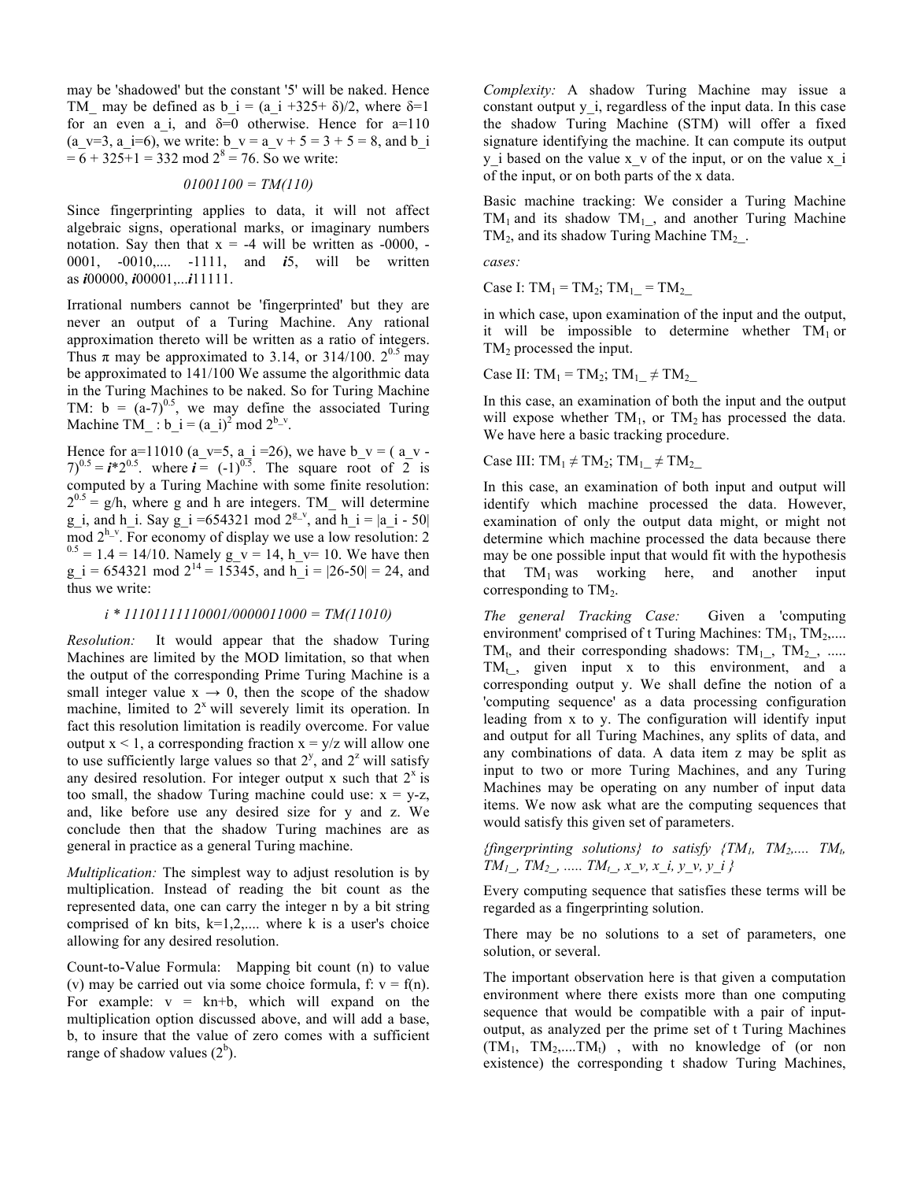may be 'shadowed' but the constant '5' will be naked. Hence TM_ may be defined as $b_i = (a_i + 325 + \delta)/2$, where $\delta=1$ for an even $a_i$, and $\delta=0$ otherwise. Hence for a=110 ($a_v=3$, $a_i=6$), we write: $b_v = a_v + 5 = 3 + 5 = 8$, and $b_i = 6 + 325+1 = 332 \bmod 2^8 = 76$. So we write:

$$01001100 = TM(110)$$

Since fingerprinting applies to data, it will not affect algebraic signs, operational marks, or imaginary numbers notation. Say then that x = -4 will be written as -0000, -0001, -0010,.... -1111, and ***i***5, will be written as ***i***00000, ***i***00001,...***i***11111.

Irrational numbers cannot be 'fingerprinted' but they are never an output of a Turing Machine. Any rational approximation thereto will be written as a ratio of integers. Thus $\pi$ may be approximated to 3.14, or 314/100. $2^{0.5}$ may be approximated to 141/100 We assume the algorithmic data in the Turing Machines to be naked. So for Turing Machine TM: $b = (a-7)^{0.5}$, we may define the associated Turing Machine TM_ : $b_i = (a_i)^2 \bmod 2^{b\_v}$.

Hence for a=11010 ($a_v=5$, $a_i=26$), we have $b_v = (a_v - 7)^{0.5} = \boldsymbol{i}*2^{0.5}$. where $\boldsymbol{i} = (-1)^{0.5}$. The square root of 2 is computed by a Turing Machine with some finite resolution: $2^{0.5} = g/h$, where g and h are integers. TM_ will determine $g_i$, and $h_i$. Say $g_i = 654321 \bmod 2^{g\_v}$, and $h_i = |a_i - 50| \bmod 2^{h\_v}$. For economy of display we use a low resolution: $2^{0.5} = 1.4 = 14/10$. Namely $g_v = 14$, $h_v= 10$. We have then $g_i = 654321 \bmod 2^{14} = 15345$, and $h_i = |26-50| = 24$, and thus we write:

$$i * 11101111110001/0000011000 = TM(11010)$$

*Resolution:* It would appear that the shadow Turing Machines are limited by the MOD limitation, so that when the output of the corresponding Prime Turing Machine is a small integer value $x \rightarrow 0$, then the scope of the shadow machine, limited to $2^x$ will severely limit its operation. In fact this resolution limitation is readily overcome. For value output $x < 1$, a corresponding fraction $x = y/z$ will allow one to use sufficiently large values so that $2^y$, and $2^z$ will satisfy any desired resolution. For integer output x such that $2^x$ is too small, the shadow Turing machine could use: $x = y-z$, and, like before use any desired size for y and z. We conclude then that the shadow Turing machines are as general in practice as a general Turing machine.

*Multiplication:* The simplest way to adjust resolution is by multiplication. Instead of reading the bit count as the represented data, one can carry the integer n by a bit string comprised of kn bits, k=1,2,.... where k is a user's choice allowing for any desired resolution.

Count-to-Value Formula: Mapping bit count (n) to value (v) may be carried out via some choice formula, f: v = f(n). For example: v = kn+b, which will expand on the multiplication option discussed above, and will add a base, b, to insure that the value of zero comes with a sufficient range of shadow values ($2^b$).

*Complexity:* A shadow Turing Machine may issue a constant output $y_i$, regardless of the input data. In this case the shadow Turing Machine (STM) will offer a fixed signature identifying the machine. It can compute its output $y_i$ based on the value $x_v$ of the input, or on the value $x_i$ of the input, or on both parts of the x data.

Basic machine tracking: We consider a Turing Machine $TM_1$ and its shadow $TM_1$_, and another Turing Machine $TM_2$, and its shadow Turing Machine $TM_2$_.

*cases:*

Case I: $TM_1 = TM_2$; $TM_1\_ = TM_2\_$

in which case, upon examination of the input and the output, it will be impossible to determine whether $TM_1$ or $TM_2$ processed the input.

Case II: $TM_1 = TM_2$; $TM_1\_ \neq TM_2\_$

In this case, an examination of both the input and the output will expose whether $TM_1$, or $TM_2$ has processed the data. We have here a basic tracking procedure.

Case III: $TM_1 \neq TM_2$; $TM_1\_ \neq TM_2\_$

In this case, an examination of both input and output will identify which machine processed the data. However, examination of only the output data might, or might not determine which machine processed the data because there may be one possible input that would fit with the hypothesis that $TM_1$ was working here, and another input corresponding to $TM_2$.

*The general Tracking Case:* Given a 'computing environment' comprised of t Turing Machines: $TM_1$, $TM_2$,.... $TM_t$, and their corresponding shadows: $TM_1$_, $TM_2$_, ..... $TM_t$_, given input x to this environment, and a corresponding output y. We shall define the notion of a 'computing sequence' as a data processing configuration leading from x to y. The configuration will identify input and output for all Turing Machines, any splits of data, and any combinations of data. A data item z may be split as input to two or more Turing Machines, and any Turing Machines may be operating on any number of input data items. We now ask what are the computing sequences that would satisfy this given set of parameters.

*{fingerprinting solutions} to satisfy {$TM_1$, $TM_2$,.... $TM_t$, $TM_1$_, $TM_2$_, ..... $TM_t$_, $x_v$, $x_i$, $y_v$, $y_i$ }*

Every computing sequence that satisfies these terms will be regarded as a fingerprinting solution.

There may be no solutions to a set of parameters, one solution, or several.

The important observation here is that given a computation environment where there exists more than one computing sequence that would be compatible with a pair of input-output, as analyzed per the prime set of t Turing Machines ($TM_1$, $TM_2$,....$TM_t$) , with no knowledge of (or non existence) the corresponding t shadow Turing Machines,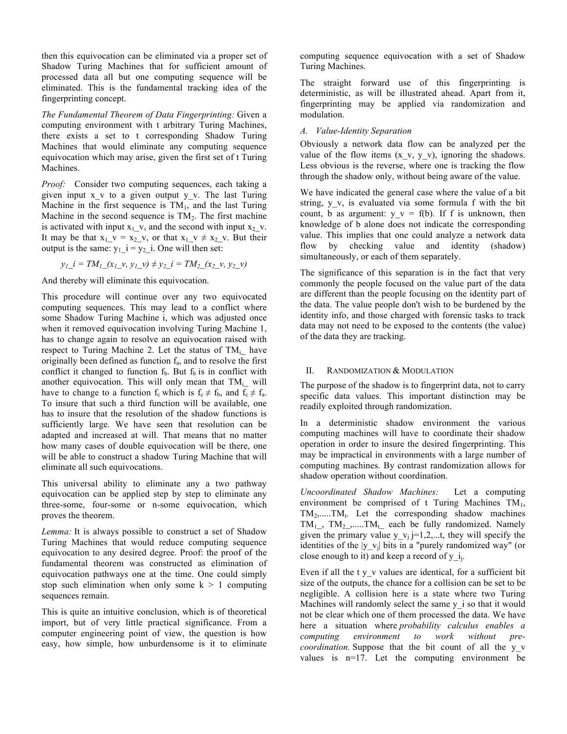then this equivocation can be eliminated via a proper set of Shadow Turing Machines that for sufficient amount of processed data all but one computing sequence will be eliminated. This is the fundamental tracking idea of the fingerprinting concept.

*The Fundamental Theorem of Data Fingerprinting:* Given a computing environment with t arbitrary Turing Machines, there exists a set to t corresponding Shadow Turing Machines that would eliminate any computing sequence equivocation which may arise, given the first set of t Turing Machines.

*Proof:* Consider two computing sequences, each taking a given input x_v to a given output y_v. The last Turing Machine in the first sequence is $TM_1$, and the last Turing Machine in the second sequence is $TM_2$. The first machine is activated with input $x_1$_v, and the second with input $x_2$_v. It may be that $x_1$_v = $x_2$_v, or that $x_1$_v ≠ $x_2$_v. But their output is the same: $y_1$_i = $y_2$_i. One will then set:

$$y_1\_i = TM_1\_(x_1\_v, y_1\_v) \neq y_2\_i = TM_2\_(x_2\_v, y_2\_v)$$

And thereby will eliminate this equivocation.

This procedure will continue over any two equivocated computing sequences. This may lead to a conflict where some Shadow Turing Machine i, which was adjusted once when it removed equivocation involving Turing Machine 1, has to change again to resolve an equivocation raised with respect to Turing Machine 2. Let the status of $TM_i$_ have originally been defined as function $f_a$, and to resolve the first conflict it changed to function $f_b$. But $f_b$ is in conflict with another equivocation. This will only mean that $TM_i$_ will have to change to a function $f_c$ which is $f_c \neq f_b$, and $f_c \neq f_a$. To insure that such a third function will be available, one has to insure that the resolution of the shadow functions is sufficiently large. We have seen that resolution can be adapted and increased at will. That means that no matter how many cases of double equivocation will be there, one will be able to construct a shadow Turing Machine that will eliminate all such equivocations.

This universal ability to eliminate any a two pathway equivocation can be applied step by step to eliminate any three-some, four-some or n-some equivocation, which proves the theorem.

*Lemma:* It is always possible to construct a set of Shadow Turing Machines that would reduce computing sequence equivocation to any desired degree. Proof: the proof of the fundamental theorem was constructed as elimination of equivocation pathways one at the time. One could simply stop such elimination when only some $k > 1$ computing sequences remain.

This is quite an intuitive conclusion, which is of theoretical import, but of very little practical significance. From a computer engineering point of view, the question is how easy, how simple, how unburdensome is it to eliminate computing sequence equivocation with a set of Shadow Turing Machines.

The straight forward use of this fingerprinting is deterministic, as will be illustrated ahead. Apart from it, fingerprinting may be applied via randomization and modulation.

### A. Value-Identity Separation

Obviously a network data flow can be analyzed per the value of the flow items (x_v, y_v), ignoring the shadows. Less obvious is the reverse, where one is tracking the flow through the shadow only, without being aware of the value.

We have indicated the general case where the value of a bit string, y_v, is evaluated via some formula f with the bit count, b as argument: y_v = f(b). If f is unknown, then knowledge of b alone does not indicate the corresponding value. This implies that one could analyze a network data flow by checking value and identity (shadow) simultaneously, or each of them separately.

The significance of this separation is in the fact that very commonly the people focused on the value part of the data are different than the people focusing on the identity part of the data. The value people don't wish to be burdened by the identity info, and those charged with forensic tasks to track data may not need to be exposed to the contents (the value) of the data they are tracking.

## II. Randomization & Modulation

The purpose of the shadow is to fingerprint data, not to carry specific data values. This important distinction may be readily exploited through randomization.

In a deterministic shadow environment the various computing machines will have to coordinate their shadow operation in order to insure the desired fingerprinting. This may be impractical in environments with a large number of computing machines. By contrast randomization allows for shadow operation without coordination.

*Uncoordinated Shadow Machines:* Let a computing environment be comprised of t Turing Machines $TM_1$, $TM_2$,.....$TM_t$. Let the corresponding shadow machines $TM_1$_, $TM_2$_,.....$TM_t$_ each be fully randomized. Namely given the primary value $y\_v_j$ j=1,2,...t, they will specify the identities of the $|y\_v_j|$ bits in a "purely randomized way" (or close enough to it) and keep a record of $y\_i_j$.

Even if all the t y_v values are identical, for a sufficient bit size of the outputs, the chance for a collision can be set to be negligible. A collision here is a state where two Turing Machines will randomly select the same y_i so that it would not be clear which one of them processed the data. We have here a situation where *probability calculus enables a computing environment to work without pre-coordination.* Suppose that the bit count of all the y_v values is n=17. Let the computing environment be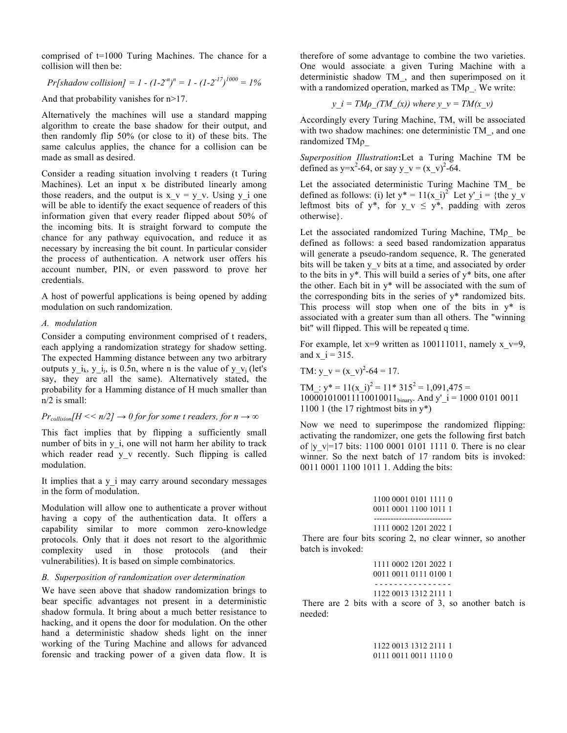comprised of t=1000 Turing Machines. The chance for a collision will then be:

$$Pr[shadow\ collision] = 1 - (1-2^{-n})^n = 1 - (1-2^{-17})^{1000} = 1\%$$

And that probability vanishes for n>17.

Alternatively the machines will use a standard mapping algorithm to create the base shadow for their output, and then randomly flip 50% (or close to it) of these bits. The same calculus applies, the chance for a collision can be made as small as desired.

Consider a reading situation involving t readers (t Turing Machines). Let an input x be distributed linearly among those readers, and the output is $x\_v = y\_v$. Using $y\_i$ one will be able to identify the exact sequence of readers of this information given that every reader flipped about 50% of the incoming bits. It is straight forward to compute the chance for any pathway equivocation, and reduce it as necessary by increasing the bit count. In particular consider the process of authentication. A network user offers his account number, PIN, or even password to prove her credentials.

A host of powerful applications is being opened by adding modulation on such randomization.

*A. modulation*

Consider a computing environment comprised of t readers, each applying a randomization strategy for shadow setting. The expected Hamming distance between any two arbitrary outputs $y\_i_k$, $y\_i_j$, is 0.5n, where n is the value of $y\_v_j$ (let's say, they are all the same). Alternatively stated, the probability for a Hamming distance of H much smaller than n/2 is small:

$$Pr_{collision}[H << n/2] \rightarrow 0 \text{ for for some t readers, for } n \rightarrow \infty$$

This fact implies that by flipping a sufficiently small number of bits in y_i, one will not harm her ability to track which reader read y_v recently. Such flipping is called modulation.

It implies that a y_i may carry around secondary messages in the form of modulation.

Modulation will allow one to authenticate a prover without having a copy of the authentication data. It offers a capability similar to more common zero-knowledge protocols. Only that it does not resort to the algorithmic complexity used in those protocols (and their vulnerabilities). It is based on simple combinatorics.

*B. Superposition of randomization over determination*

We have seen above that shadow randomization brings to bear specific advantages not present in a deterministic shadow formula. It bring about a much better resistance to hacking, and it opens the door for modulation. On the other hand a deterministic shadow sheds light on the inner working of the Turing Machine and allows for advanced forensic and tracking power of a given data flow. It is therefore of some advantage to combine the two varieties. One would associate a given Turing Machine with a deterministic shadow TM_, and then superimposed on it with a randomized operation, marked as TMρ_. We write:

$$y\_i = TM\rho\_(TM\_(x)) \text{ where } y\_v = TM(x\_v)$$

Accordingly every Turing Machine, TM, will be associated with two shadow machines: one deterministic TM_, and one randomized TMρ_

*Superposition Illustration*: Let a Turing Machine TM be defined as $y=x^2-64$, or say $y\_v = (x\_v)^2-64$.

Let the associated deterministic Turing Machine TM_ be defined as follows: (i) let $y^* = 11(x\_i)^2$ Let y'_i = {the y_v leftmost bits of y*, for $y\_v \leq y^*$, padding with zeros otherwise}.

Let the associated randomized Turing Machine, TMρ_ be defined as follows: a seed based randomization apparatus will generate a pseudo-random sequence, R. The generated bits will be taken y_v bits at a time, and associated by order to the bits in y*. This will build a series of y* bits, one after the other. Each bit in y* will be associated with the sum of the corresponding bits in the series of y* randomized bits. This process will stop when one of the bits in y* is associated with a greater sum than all others. The "winning bit" will flipped. This will be repeated q time.

For example, let x=9 written as 100111011, namely x_v=9, and x_i = 315.

TM: $y\_v = (x\_v)^2-64 = 17$.

TM_: $y^* = 11(x\_i)^2 = 11 * 315^2 = 1{,}091{,}475 = 100001010011110010011_{binary}$. And y'_i = 1000 0101 0011 1100 1 (the 17 rightmost bits in y*)

Now we need to superimpose the randomized flipping: activating the randomizer, one gets the following first batch of |y_v|=17 bits: 1100 0001 0101 1111 0. There is no clear winner. So the next batch of 17 random bits is invoked: 0011 0001 1100 1011 1. Adding the bits:

```
1100 0001 0101 1111 0
0011 0001 1100 1011 1
----------------------------
1111 0002 1201 2022 1
```

There are four bits scoring 2, no clear winner, so another batch is invoked:

```
1111 0002 1201 2022 1
0011 0011 0111 0100 1
- - - - - - - - - - - - - - - -
1122 0013 1312 2111 1
```

There are 2 bits with a score of 3, so another batch is needed:

```
1122 0013 1312 2111 1
0111 0011 0011 1110 0
```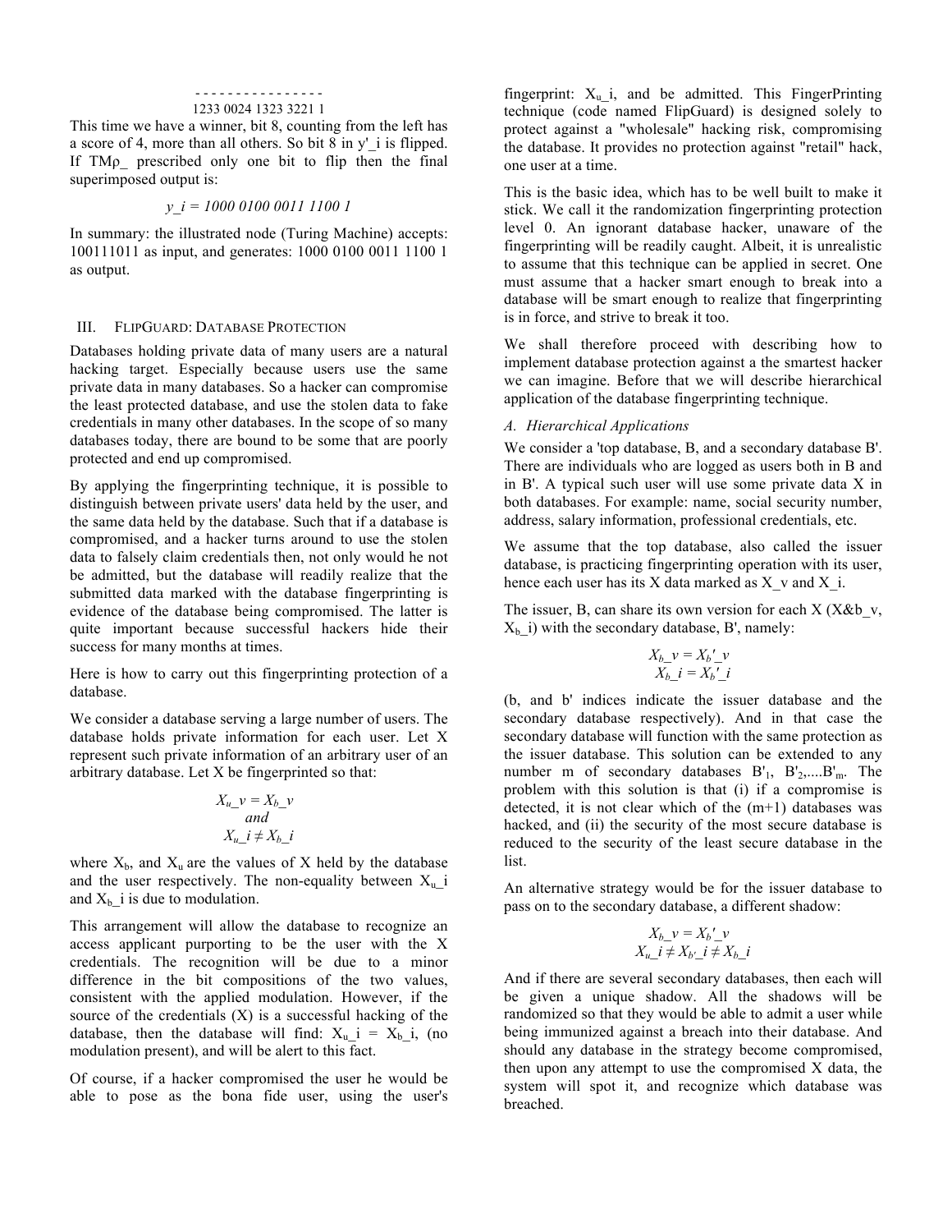```
- - - - - - - - - - - - - - - -
1233 0024 1323 3221 1
```

This time we have a winner, bit 8, counting from the left has a score of 4, more than all others. So bit 8 in y'_i is flipped. If TMρ_ prescribed only one bit to flip then the final superimposed output is:

$$y\_i = 1000\ 0100\ 0011\ 1100\ 1$$

In summary: the illustrated node (Turing Machine) accepts: 100111011 as input, and generates: 1000 0100 0011 1100 1 as output.

## III. FlipGuard: Database Protection

Databases holding private data of many users are a natural hacking target. Especially because users use the same private data in many databases. So a hacker can compromise the least protected database, and use the stolen data to fake credentials in many other databases. In the scope of so many databases today, there are bound to be some that are poorly protected and end up compromised.

By applying the fingerprinting technique, it is possible to distinguish between private users' data held by the user, and the same data held by the database. Such that if a database is compromised, and a hacker turns around to use the stolen data to falsely claim credentials then, not only would he not be admitted, but the database will readily realize that the submitted data marked with the database fingerprinting is evidence of the database being compromised. The latter is quite important because successful hackers hide their success for many months at times.

Here is how to carry out this fingerprinting protection of a database.

We consider a database serving a large number of users. The database holds private information for each user. Let X represent such private information of an arbitrary user of an arbitrary database. Let X be fingerprinted so that:

$$X_u\_v = X_b\_v$$
$$and$$
$$X_u\_i \neq X_b\_i$$

where $X_b$, and $X_u$ are the values of X held by the database and the user respectively. The non-equality between $X_u\_i$ and $X_b\_i$ is due to modulation.

This arrangement will allow the database to recognize an access applicant purporting to be the user with the X credentials. The recognition will be due to a minor difference in the bit compositions of the two values, consistent with the applied modulation. However, if the source of the credentials (X) is a successful hacking of the database, then the database will find: $X_u\_i = X_b\_i$, (no modulation present), and will be alert to this fact.

Of course, if a hacker compromised the user he would be able to pose as the bona fide user, using the user's fingerprint: $X_u\_i$, and be admitted. This FingerPrinting technique (code named FlipGuard) is designed solely to protect against a "wholesale" hacking risk, compromising the database. It provides no protection against "retail" hack, one user at a time.

This is the basic idea, which has to be well built to make it stick. We call it the randomization fingerprinting protection level 0. An ignorant database hacker, unaware of the fingerprinting will be readily caught. Albeit, it is unrealistic to assume that this technique can be applied in secret. One must assume that a hacker smart enough to break into a database will be smart enough to realize that fingerprinting is in force, and strive to break it too.

We shall therefore proceed with describing how to implement database protection against a the smartest hacker we can imagine. Before that we will describe hierarchical application of the database fingerprinting technique.

### A. Hierarchical Applications

We consider a 'top database, B, and a secondary database B'. There are individuals who are logged as users both in B and in B'. A typical such user will use some private data X in both databases. For example: name, social security number, address, salary information, professional credentials, etc.

We assume that the top database, also called the issuer database, is practicing fingerprinting operation with its user, hence each user has its X data marked as X_v and X_i.

The issuer, B, can share its own version for each X (X&b_v, $X_b\_i$) with the secondary database, B', namely:

$$X_b\_v = X_{b'}\_v$$
$$X_b\_i = X_{b'}\_i$$

(b, and b' indices indicate the issuer database and the secondary database respectively). And in that case the secondary database will function with the same protection as the issuer database. This solution can be extended to any number m of secondary databases $B'_1$, $B'_2$,....$B'_m$. The problem with this solution is that (i) if a compromise is detected, it is not clear which of the (m+1) databases was hacked, and (ii) the security of the most secure database is reduced to the security of the least secure database in the list.

An alternative strategy would be for the issuer database to pass on to the secondary database, a different shadow:

$$X_b\_v = X_{b'}\_v$$
$$X_u\_i \neq X_{b'}\_i \neq X_b\_i$$

And if there are several secondary databases, then each will be given a unique shadow. All the shadows will be randomized so that they would be able to admit a user while being immunized against a breach into their database. And should any database in the strategy become compromised, then upon any attempt to use the compromised X data, the system will spot it, and recognize which database was breached.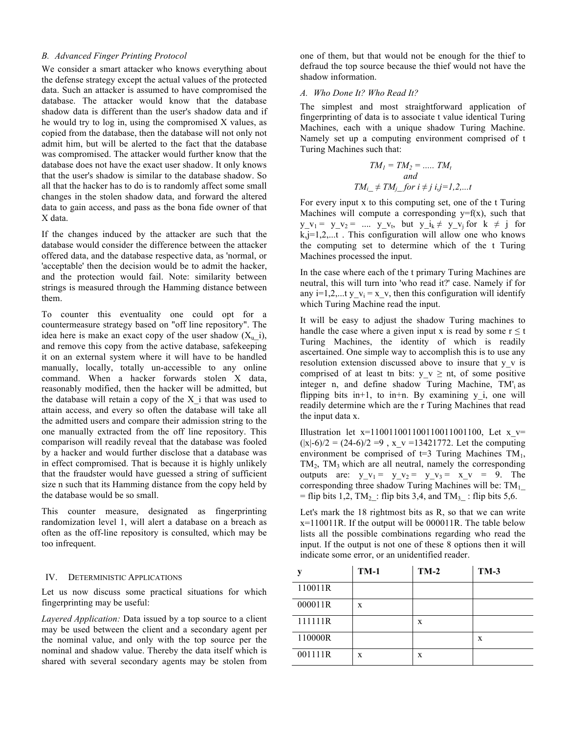### B. Advanced Finger Printing Protocol

We consider a smart attacker who knows everything about the defense strategy except the actual values of the protected data. Such an attacker is assumed to have compromised the database. The attacker would know that the database shadow data is different than the user's shadow data and if he would try to log in, using the compromised X values, as copied from the database, then the database will not only not admit him, but will be alerted to the fact that the database was compromised. The attacker would further know that the database does not have the exact user shadow. It only knows that the user's shadow is similar to the database shadow. So all that the hacker has to do is to randomly affect some small changes in the stolen shadow data, and forward the altered data to gain access, and pass as the bona fide owner of that X data.

If the changes induced by the attacker are such that the database would consider the difference between the attacker offered data, and the database respective data, as 'normal, or 'acceptable' then the decision would be to admit the hacker, and the protection would fail. Note: similarity between strings is measured through the Hamming distance between them.

To counter this eventuality one could opt for a countermeasure strategy based on "off line repository". The idea here is make an exact copy of the user shadow ($X_u\_i$), and remove this copy from the active database, safekeeping it on an external system where it will have to be handled manually, locally, totally un-accessible to any online command. When a hacker forwards stolen X data, reasonably modified, then the hacker will be admitted, but the database will retain a copy of the X_i that was used to attain access, and every so often the database will take all the admitted users and compare their admission string to the one manually extracted from the off line repository. This comparison will readily reveal that the database was fooled by a hacker and would further disclose that a database was in effect compromised. That is because it is highly unlikely that the fraudster would have guessed a string of sufficient size n such that its Hamming distance from the copy held by the database would be so small.

This counter measure, designated as fingerprinting randomization level 1, will alert a database on a breach as often as the off-line repository is consulted, which may be too infrequent.

## IV. Deterministic Applications

Let us now discuss some practical situations for which fingerprinting may be useful:

*Layered Application:* Data issued by a top source to a client may be used between the client and a secondary agent per the nominal value, and only with the top source per the nominal and shadow value. Thereby the data itself which is shared with several secondary agents may be stolen from one of them, but that would not be enough for the thief to defraud the top source because the thief would not have the shadow information.

### A. Who Done It? Who Read It?

The simplest and most straightforward application of fingerprinting of data is to associate t value identical Turing Machines, each with a unique shadow Turing Machine. Namely set up a computing environment comprised of t Turing Machines such that:

$$TM_1 = TM_2 = ..... TM_t$$
$$\text{and}$$
$$TM_{i\_} \neq TM_{j\_} \text{ for } i \neq j \; i,j=1,2,...t$$

For every input x to this computing set, one of the t Turing Machines will compute a corresponding y=f(x), such that $y\_v_1 = y\_v_2 = .... y\_v_t$, but $y\_i_k \neq y\_v_j$ for $k \neq j$ for k,j=1,2,...t . This configuration will allow one who knows the computing set to determine which of the t Turing Machines processed the input.

In the case where each of the t primary Turing Machines are neutral, this will turn into 'who read it?' case. Namely if for any i=1,2,...t $y\_v_i = x\_v$, then this configuration will identify which Turing Machine read the input.

It will be easy to adjust the shadow Turing machines to handle the case where a given input x is read by some $r \leq t$ Turing Machines, the identity of which is readily ascertained. One simple way to accomplish this is to use any resolution extension discussed above to insure that y_v is comprised of at least tn bits: $y\_v \geq nt$, of some positive integer n, and define shadow Turing Machine, $TM'_i$ as flipping bits in+1, to in+n. By examining y_i, one will readily determine which are the r Turing Machines that read the input data x.

Illustration let x=110011001100110011001100, Let x_v= (|x|-6)/2 = (24-6)/2 =9 , x_v =13421772. Let the computing environment be comprised of t=3 Turing Machines $TM_1$, $TM_2$, $TM_3$ which are all neutral, namely the corresponding outputs are: $y\_v_1 = y\_v_2 = y\_v_3 = x\_v = 9$. The corresponding three shadow Turing Machines will be: $TM_{1\_}$ = flip bits 1,2, $TM_{2\_}$: flip bits 3,4, and $TM_{3\_}$ : flip bits 5,6.

Let's mark the 18 rightmost bits as R, so that we can write x=110011R. If the output will be 000011R. The table below lists all the possible combinations regarding who read the input. If the output is not one of these 8 options then it will indicate some error, or an unidentified reader.

| y | TM-1 | TM-2 | TM-3 |
|---|---|---|---|
| 110011R | | | |
| 000011R | x | | |
| 111111R | | x | |
| 110000R | | | x |
| 001111R | x | x | |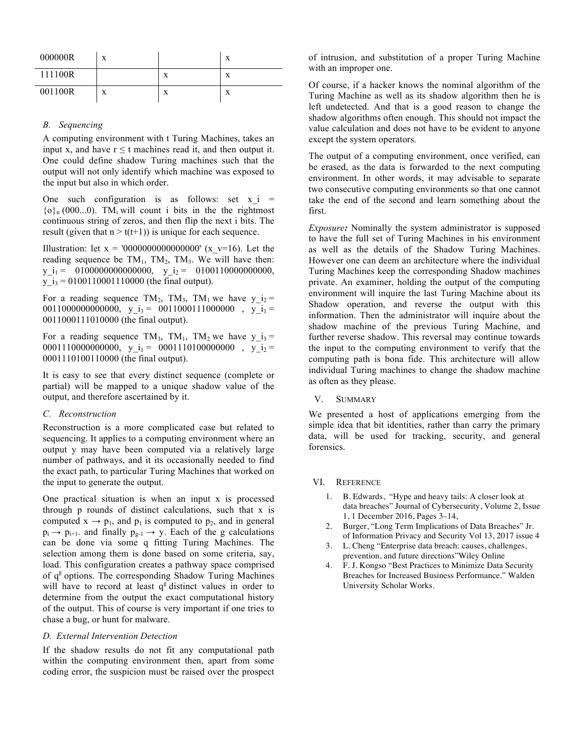| | | | |
|---|---|---|---|
| 000000R | x | | x |
| 111100R | | x | x |
| 001100R | x | x | x |

### B. Sequencing

A computing environment with t Turing Machines, takes an input x, and have $r \leq t$ machines read it, and then output it. One could define shadow Turing machines such that the output will not only identify which machine was exposed to the input but also in which order.

One such configuration is as follows: set $x\_i = \{o\}_n$ (000...0). $TM_i$ will count i bits in the the rightmost continuous string of zeros, and then flip the next i bits. The result (given that $n > t(t+1)$) is unique for each sequence.

Illustration: let x = '0000000000000000' (x_v=16). Let the reading sequence be $TM_1$, $TM_2$, $TM_3$. We will have then: $y\_i_1$ = 0100000000000000, $y\_i_2$ = 0100110000000000, $y\_i_3$ = 0100110001110000 (the final output).

For a reading sequence $TM_2$, $TM_3$, $TM_1$ we have $y\_i_2$ = 0011000000000000, $y\_i_3$ = 0011000111000000 , $y\_i_1$ = 0011000111010000 (the final output).

For a reading sequence $TM_3$, $TM_1$, $TM_2$ we have $y\_i_3$ = 0001110000000000, $y\_i_1$ = 0001110100000000 , $y\_i_2$ = 0001110100110000 (the final output).

It is easy to see that every distinct sequence (complete or partial) will be mapped to a unique shadow value of the output, and therefore ascertained by it.

### C. Reconstruction

Reconstruction is a more complicated case but related to sequencing. It applies to a computing environment where an output y may have been computed via a relatively large number of pathways, and it its occasionally needed to find the exact path, to particular Turing Machines that worked on the input to generate the output.

One practical situation is when an input x is processed through p rounds of distinct calculations, such that x is computed $x \rightarrow p_1$, and $p_1$ is computed to $p_2$, and in general $p_i \rightarrow p_{i+1}$. and finally $p_{g-1} \rightarrow y$. Each of the g calculations can be done via some q fitting Turing Machines. The selection among them is done based on some criteria, say, load. This configuration creates a pathway space comprised of $q^g$ options. The corresponding Shadow Turing Machines will have to record at least $q^g$ distinct values in order to determine from the output the exact computational history of the output. This of course is very important if one tries to chase a bug, or hunt for malware.

### D. External Intervention Detection

If the shadow results do not fit any computational path within the computing environment then, apart from some coding error, the suspicion must be raised over the prospect of intrusion, and substitution of a proper Turing Machine with an improper one.

Of course, if a hacker knows the nominal algorithm of the Turing Machine as well as its shadow algorithm then he is left undetected. And that is a good reason to change the shadow algorithms often enough. This should not impact the value calculation and does not have to be evident to anyone except the system operators.

The output of a computing environment, once verified, can be erased, as the data is forwarded to the next computing environment. In other words, it may advisable to separate two consecutive computing environments so that one cannot take the end of the second and learn something about the first.

*Exposure:* Nominally the system administrator is supposed to have the full set of Turing Machines in his environment as well as the details of the Shadow Turing Machines. However one can deem an architecture where the individual Turing Machines keep the corresponding Shadow machines private. An examiner, holding the output of the computing environment will inquire the last Turing Machine about its Shadow operation, and reverse the output with this information. Then the administrator will inquire about the shadow machine of the previous Turing Machine, and further reverse shadow. This reversal may continue towards the input to the computing environment to verify that the computing path is bona fide. This architecture will allow individual Turing machines to change the shadow machine as often as they please.

## V. Summary

We presented a host of applications emerging from the simple idea that bit identities, rather than carry the primary data, will be used for tracking, security, and general forensics.

## VI. Reference

1. B. Edwards, "Hype and heavy tails: A closer look at data breaches" Journal of Cybersecurity, Volume 2, Issue 1, 1 December 2016, Pages 3–14,
2. Burger, "Long Term Implications of Data Breaches" Jr. of Information Privacy and Security Vol 13, 2017 issue 4
3. L. Cheng "Enterprise data breach: causes, challenges, prevention, and future directions"Wiley Online
4. F. J. Kongso "Best Practices to Minimize Data Security Breaches for Increased Business Performance." Walden University Scholar Works.